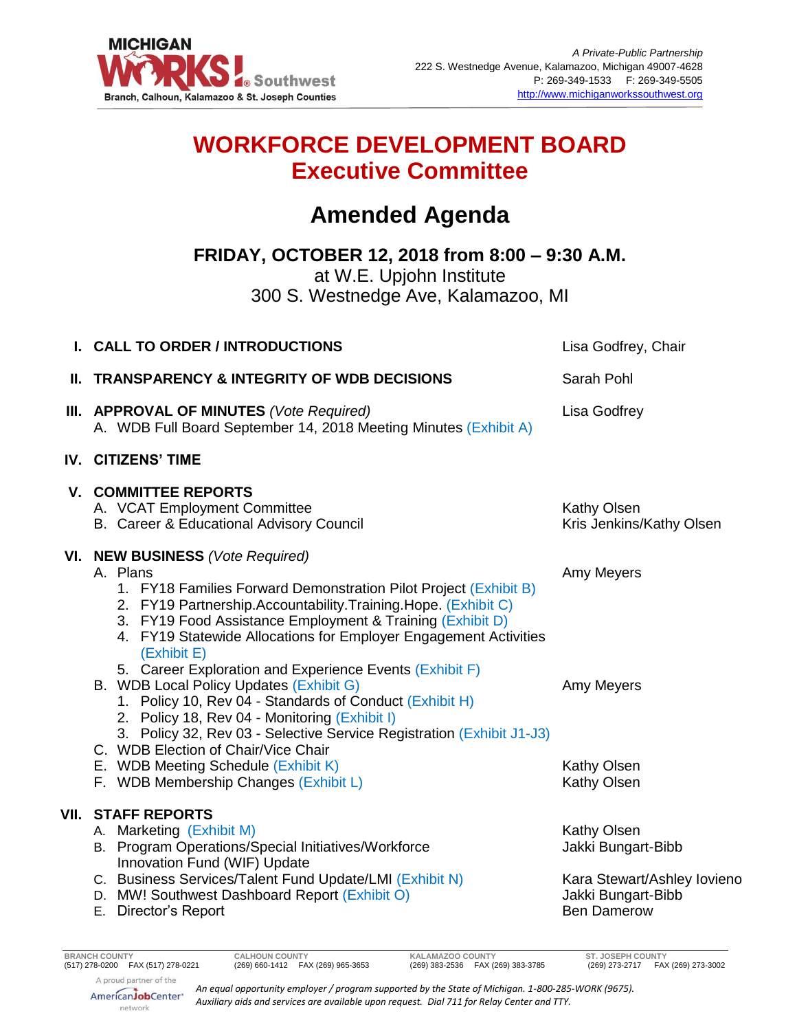MICHIGAN WORKS! Southwest
Branch, Calhoun, Kalamazoo & St. Joseph Counties

*A Private-Public Partnership*
222 S. Westnedge Avenue, Kalamazoo, Michigan 49007-4628
P: 269-349-1533 F: 269-349-5505
http://www.michiganworkssouthwest.org

# WORKFORCE DEVELOPMENT BOARD
## Executive Committee

# Amended Agenda

**FRIDAY, OCTOBER 12, 2018 from 8:00 – 9:30 A.M.**
at W.E. Upjohn Institute
300 S. Westnedge Ave, Kalamazoo, MI

| | |
|---|---|
| **I. CALL TO ORDER / INTRODUCTIONS** | Lisa Godfrey, Chair |
| **II. TRANSPARENCY & INTEGRITY OF WDB DECISIONS** | Sarah Pohl |
| **III. APPROVAL OF MINUTES** *(Vote Required)* | Lisa Godfrey |
| A. WDB Full Board September 14, 2018 Meeting Minutes (Exhibit A) | |
| **IV. CITIZENS' TIME** | |
| **V. COMMITTEE REPORTS** | |
| A. VCAT Employment Committee | Kathy Olsen |
| B. Career & Educational Advisory Council | Kris Jenkins/Kathy Olsen |
| **VI. NEW BUSINESS** *(Vote Required)* | |
| A. Plans | Amy Meyers |
| 1. FY18 Families Forward Demonstration Pilot Project (Exhibit B) | |
| 2. FY19 Partnership.Accountability.Training.Hope. (Exhibit C) | |
| 3. FY19 Food Assistance Employment & Training (Exhibit D) | |
| 4. FY19 Statewide Allocations for Employer Engagement Activities (Exhibit E) | |
| 5. Career Exploration and Experience Events (Exhibit F) | |
| B. WDB Local Policy Updates (Exhibit G) | Amy Meyers |
| 1. Policy 10, Rev 04 - Standards of Conduct (Exhibit H) | |
| 2. Policy 18, Rev 04 - Monitoring (Exhibit I) | |
| 3. Policy 32, Rev 03 - Selective Service Registration (Exhibit J1-J3) | |
| C. WDB Election of Chair/Vice Chair | |
| E. WDB Meeting Schedule (Exhibit K) | Kathy Olsen |
| F. WDB Membership Changes (Exhibit L) | Kathy Olsen |
| **VII. STAFF REPORTS** | |
| A. Marketing (Exhibit M) | Kathy Olsen |
| B. Program Operations/Special Initiatives/Workforce Innovation Fund (WIF) Update | Jakki Bungart-Bibb |
| C. Business Services/Talent Fund Update/LMI (Exhibit N) | Kara Stewart/Ashley Iovieno |
| D. MW! Southwest Dashboard Report (Exhibit O) | Jakki Bungart-Bibb |
| E. Director's Report | Ben Damerow |

BRANCH COUNTY (517) 278-0200 FAX (517) 278-0221 | CALHOUN COUNTY (269) 660-1412 FAX (269) 965-3653 | KALAMAZOO COUNTY (269) 383-2536 FAX (269) 383-3785 | ST. JOSEPH COUNTY (269) 273-2717 FAX (269) 273-3002

A proud partner of the AmericanJobCenter network

*An equal opportunity employer / program supported by the State of Michigan. 1-800-285-WORK (9675). Auxiliary aids and services are available upon request. Dial 711 for Relay Center and TTY.*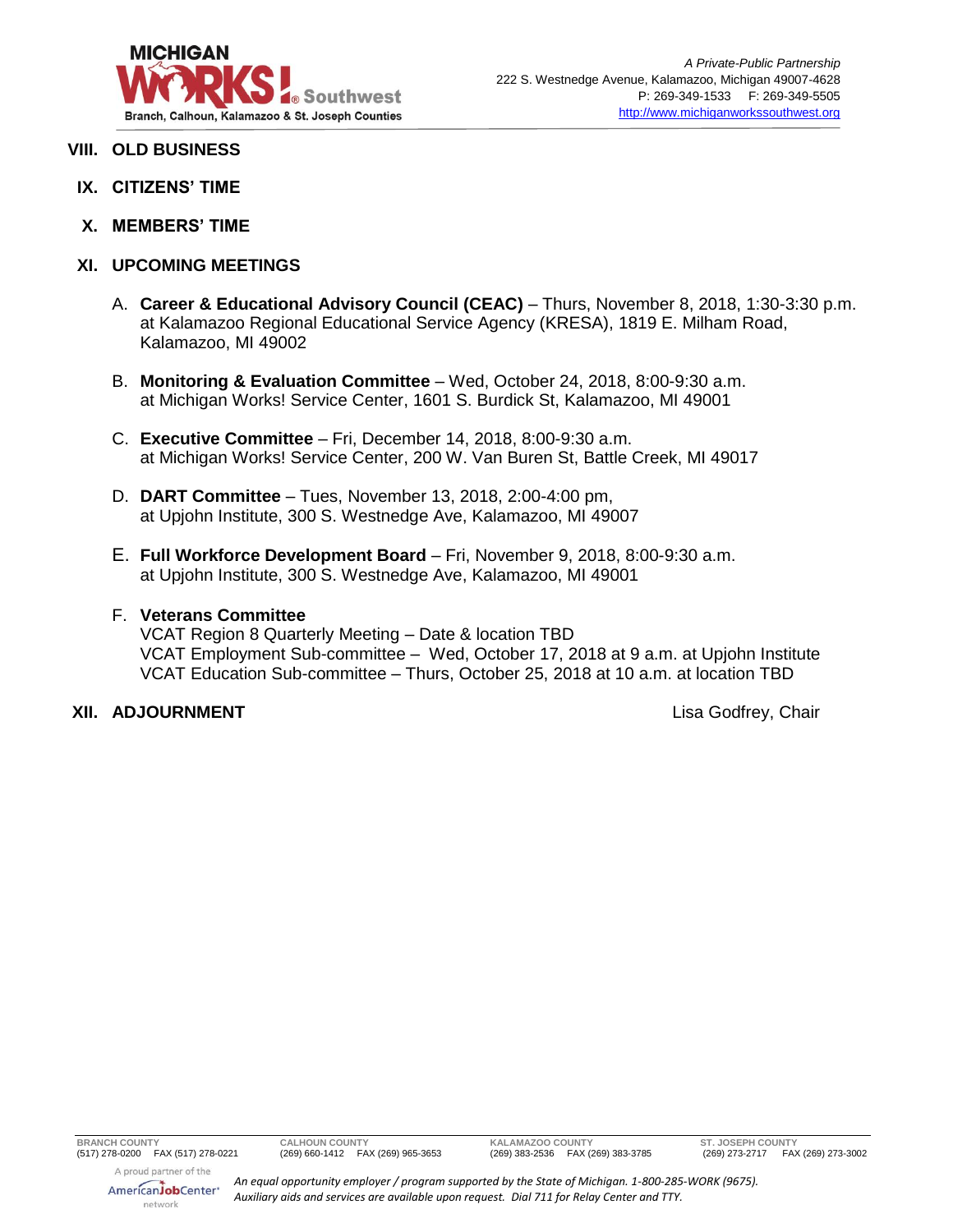## VIII. OLD BUSINESS

## IX. CITIZENS' TIME

## X. MEMBERS' TIME

## XI. UPCOMING MEETINGS

A. **Career & Educational Advisory Council (CEAC)** – Thurs, November 8, 2018, 1:30-3:30 p.m. at Kalamazoo Regional Educational Service Agency (KRESA), 1819 E. Milham Road, Kalamazoo, MI 49002

B. **Monitoring & Evaluation Committee** – Wed, October 24, 2018, 8:00-9:30 a.m. at Michigan Works! Service Center, 1601 S. Burdick St, Kalamazoo, MI 49001

C. **Executive Committee** – Fri, December 14, 2018, 8:00-9:30 a.m. at Michigan Works! Service Center, 200 W. Van Buren St, Battle Creek, MI 49017

D. **DART Committee** – Tues, November 13, 2018, 2:00-4:00 pm, at Upjohn Institute, 300 S. Westnedge Ave, Kalamazoo, MI 49007

E. **Full Workforce Development Board** – Fri, November 9, 2018, 8:00-9:30 a.m. at Upjohn Institute, 300 S. Westnedge Ave, Kalamazoo, MI 49001

F. **Veterans Committee**
VCAT Region 8 Quarterly Meeting – Date & location TBD
VCAT Employment Sub-committee – Wed, October 17, 2018 at 9 a.m. at Upjohn Institute
VCAT Education Sub-committee – Thurs, October 25, 2018 at 10 a.m. at location TBD

## XII. ADJOURNMENT

Lisa Godfrey, Chair